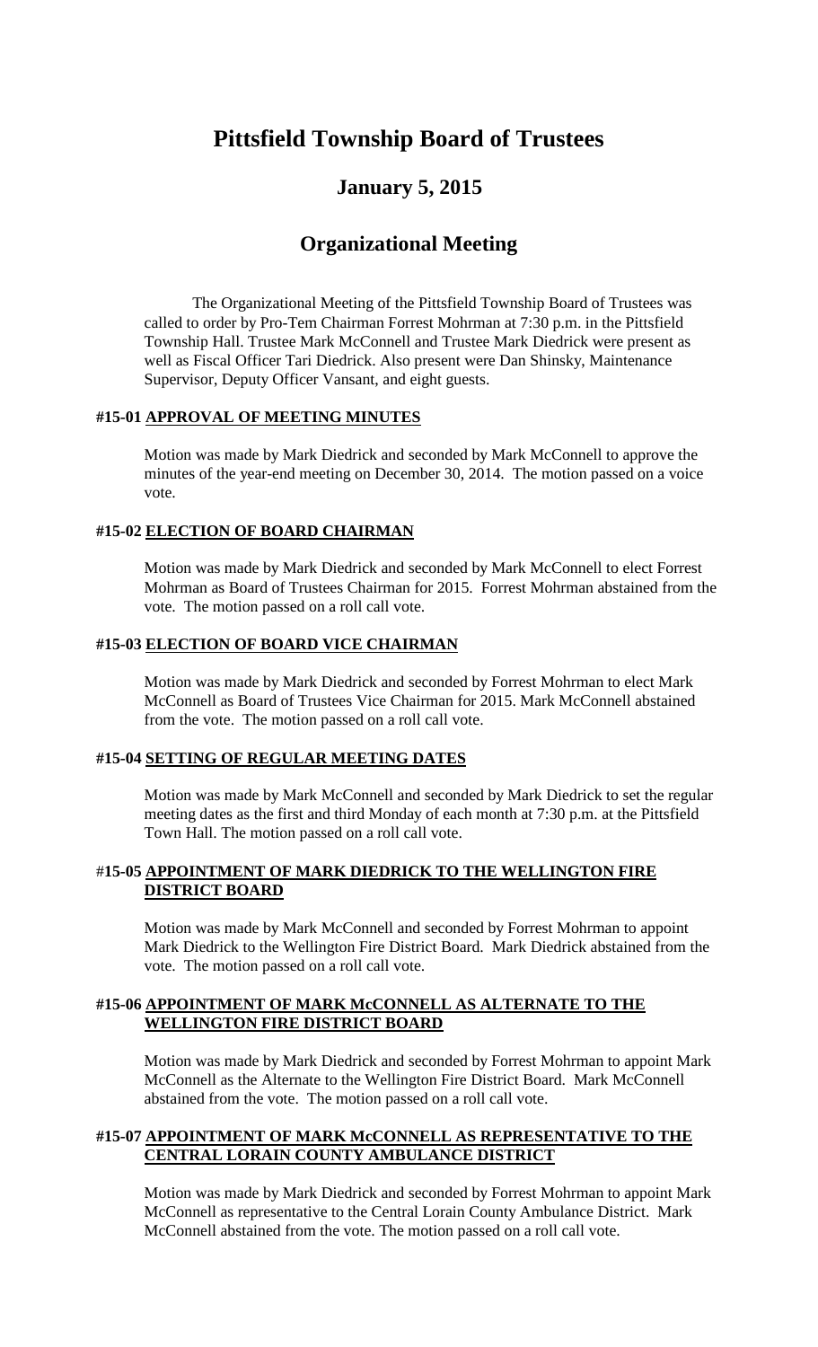# Pittsfield Township Board of Trustees

## January 5, 2015

## Organizational Meeting

The Organizational Meeting of the Pittsfield Township Board of Trustees was called to order by Pro-Tem Chairman Forrest Mohrman at 7:30 p.m. in the Pittsfield Township Hall. Trustee Mark McConnell and Trustee Mark Diedrick were present as well as Fiscal Officer Tari Diedrick. Also present were Dan Shinsky, Maintenance Supervisor, Deputy Officer Vansant, and eight guests.

### #15-01 APPROVAL OF MEETING MINUTES

Motion was made by Mark Diedrick and seconded by Mark McConnell to approve the minutes of the year-end meeting on December 30, 2014. The motion passed on a voice vote.

### #15-02 ELECTION OF BOARD CHAIRMAN

Motion was made by Mark Diedrick and seconded by Mark McConnell to elect Forrest Mohrman as Board of Trustees Chairman for 2015. Forrest Mohrman abstained from the vote. The motion passed on a roll call vote.

### #15-03 ELECTION OF BOARD VICE CHAIRMAN

Motion was made by Mark Diedrick and seconded by Forrest Mohrman to elect Mark McConnell as Board of Trustees Vice Chairman for 2015. Mark McConnell abstained from the vote. The motion passed on a roll call vote.

### #15-04 SETTING OF REGULAR MEETING DATES

Motion was made by Mark McConnell and seconded by Mark Diedrick to set the regular meeting dates as the first and third Monday of each month at 7:30 p.m. at the Pittsfield Town Hall. The motion passed on a roll call vote.

### #15-05 APPOINTMENT OF MARK DIEDRICK TO THE WELLINGTON FIRE DISTRICT BOARD

Motion was made by Mark McConnell and seconded by Forrest Mohrman to appoint Mark Diedrick to the Wellington Fire District Board. Mark Diedrick abstained from the vote. The motion passed on a roll call vote.

### #15-06 APPOINTMENT OF MARK McCONNELL AS ALTERNATE TO THE WELLINGTON FIRE DISTRICT BOARD

Motion was made by Mark Diedrick and seconded by Forrest Mohrman to appoint Mark McConnell as the Alternate to the Wellington Fire District Board. Mark McConnell abstained from the vote. The motion passed on a roll call vote.

### #15-07 APPOINTMENT OF MARK McCONNELL AS REPRESENTATIVE TO THE CENTRAL LORAIN COUNTY AMBULANCE DISTRICT

Motion was made by Mark Diedrick and seconded by Forrest Mohrman to appoint Mark McConnell as representative to the Central Lorain County Ambulance District. Mark McConnell abstained from the vote. The motion passed on a roll call vote.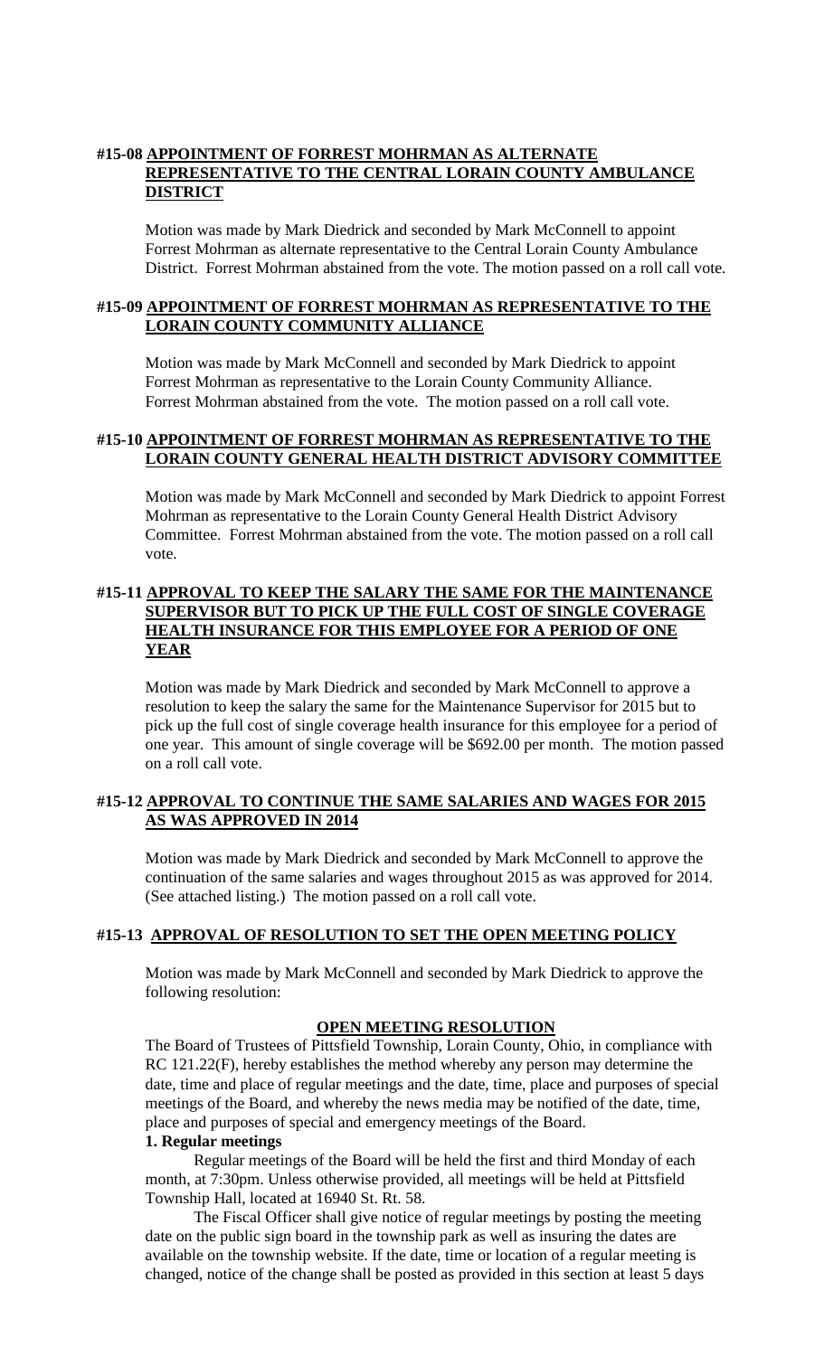## #15-08 APPOINTMENT OF FORREST MOHRMAN AS ALTERNATE REPRESENTATIVE TO THE CENTRAL LORAIN COUNTY AMBULANCE DISTRICT

Motion was made by Mark Diedrick and seconded by Mark McConnell to appoint Forrest Mohrman as alternate representative to the Central Lorain County Ambulance District. Forrest Mohrman abstained from the vote. The motion passed on a roll call vote.

## #15-09 APPOINTMENT OF FORREST MOHRMAN AS REPRESENTATIVE TO THE LORAIN COUNTY COMMUNITY ALLIANCE

Motion was made by Mark McConnell and seconded by Mark Diedrick to appoint Forrest Mohrman as representative to the Lorain County Community Alliance. Forrest Mohrman abstained from the vote. The motion passed on a roll call vote.

## #15-10 APPOINTMENT OF FORREST MOHRMAN AS REPRESENTATIVE TO THE LORAIN COUNTY GENERAL HEALTH DISTRICT ADVISORY COMMITTEE

Motion was made by Mark McConnell and seconded by Mark Diedrick to appoint Forrest Mohrman as representative to the Lorain County General Health District Advisory Committee. Forrest Mohrman abstained from the vote. The motion passed on a roll call vote.

## #15-11 APPROVAL TO KEEP THE SALARY THE SAME FOR THE MAINTENANCE SUPERVISOR BUT TO PICK UP THE FULL COST OF SINGLE COVERAGE HEALTH INSURANCE FOR THIS EMPLOYEE FOR A PERIOD OF ONE YEAR

Motion was made by Mark Diedrick and seconded by Mark McConnell to approve a resolution to keep the salary the same for the Maintenance Supervisor for 2015 but to pick up the full cost of single coverage health insurance for this employee for a period of one year. This amount of single coverage will be $692.00 per month. The motion passed on a roll call vote.

## #15-12 APPROVAL TO CONTINUE THE SAME SALARIES AND WAGES FOR 2015 AS WAS APPROVED IN 2014

Motion was made by Mark Diedrick and seconded by Mark McConnell to approve the continuation of the same salaries and wages throughout 2015 as was approved for 2014. (See attached listing.) The motion passed on a roll call vote.

## #15-13 APPROVAL OF RESOLUTION TO SET THE OPEN MEETING POLICY

Motion was made by Mark McConnell and seconded by Mark Diedrick to approve the following resolution:

### OPEN MEETING RESOLUTION

The Board of Trustees of Pittsfield Township, Lorain County, Ohio, in compliance with RC 121.22(F), hereby establishes the method whereby any person may determine the date, time and place of regular meetings and the date, time, place and purposes of special meetings of the Board, and whereby the news media may be notified of the date, time, place and purposes of special and emergency meetings of the Board.

**1. Regular meetings**

Regular meetings of the Board will be held the first and third Monday of each month, at 7:30pm. Unless otherwise provided, all meetings will be held at Pittsfield Township Hall, located at 16940 St. Rt. 58.

The Fiscal Officer shall give notice of regular meetings by posting the meeting date on the public sign board in the township park as well as insuring the dates are available on the township website. If the date, time or location of a regular meeting is changed, notice of the change shall be posted as provided in this section at least 5 days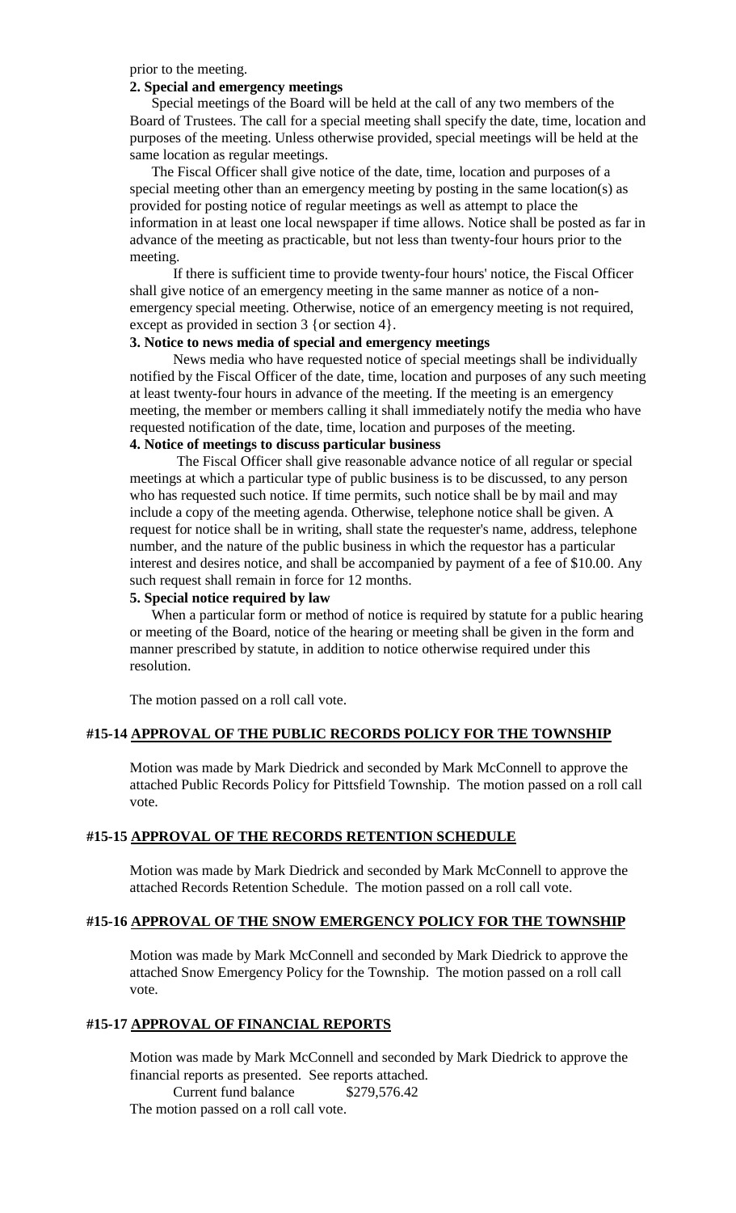prior to the meeting.

**2. Special and emergency meetings**

Special meetings of the Board will be held at the call of any two members of the Board of Trustees. The call for a special meeting shall specify the date, time, location and purposes of the meeting. Unless otherwise provided, special meetings will be held at the same location as regular meetings.

The Fiscal Officer shall give notice of the date, time, location and purposes of a special meeting other than an emergency meeting by posting in the same location(s) as provided for posting notice of regular meetings as well as attempt to place the information in at least one local newspaper if time allows. Notice shall be posted as far in advance of the meeting as practicable, but not less than twenty-four hours prior to the meeting.

If there is sufficient time to provide twenty-four hours' notice, the Fiscal Officer shall give notice of an emergency meeting in the same manner as notice of a non-emergency special meeting. Otherwise, notice of an emergency meeting is not required, except as provided in section 3 {or section 4}.

**3. Notice to news media of special and emergency meetings**

News media who have requested notice of special meetings shall be individually notified by the Fiscal Officer of the date, time, location and purposes of any such meeting at least twenty-four hours in advance of the meeting. If the meeting is an emergency meeting, the member or members calling it shall immediately notify the media who have requested notification of the date, time, location and purposes of the meeting.

**4. Notice of meetings to discuss particular business**

The Fiscal Officer shall give reasonable advance notice of all regular or special meetings at which a particular type of public business is to be discussed, to any person who has requested such notice. If time permits, such notice shall be by mail and may include a copy of the meeting agenda. Otherwise, telephone notice shall be given. A request for notice shall be in writing, shall state the requester's name, address, telephone number, and the nature of the public business in which the requestor has a particular interest and desires notice, and shall be accompanied by payment of a fee of $10.00. Any such request shall remain in force for 12 months.

**5. Special notice required by law**

When a particular form or method of notice is required by statute for a public hearing or meeting of the Board, notice of the hearing or meeting shall be given in the form and manner prescribed by statute, in addition to notice otherwise required under this resolution.

The motion passed on a roll call vote.

### #15-14 APPROVAL OF THE PUBLIC RECORDS POLICY FOR THE TOWNSHIP

Motion was made by Mark Diedrick and seconded by Mark McConnell to approve the attached Public Records Policy for Pittsfield Township. The motion passed on a roll call vote.

### #15-15 APPROVAL OF THE RECORDS RETENTION SCHEDULE

Motion was made by Mark Diedrick and seconded by Mark McConnell to approve the attached Records Retention Schedule. The motion passed on a roll call vote.

### #15-16 APPROVAL OF THE SNOW EMERGENCY POLICY FOR THE TOWNSHIP

Motion was made by Mark McConnell and seconded by Mark Diedrick to approve the attached Snow Emergency Policy for the Township. The motion passed on a roll call vote.

### #15-17 APPROVAL OF FINANCIAL REPORTS

Motion was made by Mark McConnell and seconded by Mark Diedrick to approve the financial reports as presented. See reports attached.

Current fund balance $279,576.42

The motion passed on a roll call vote.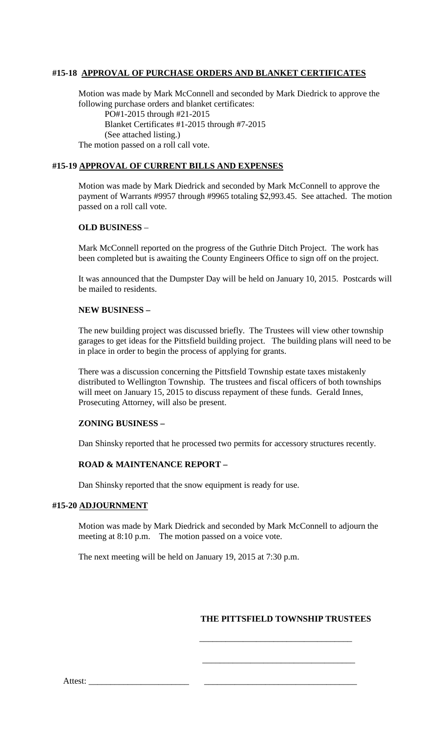### #15-18 APPROVAL OF PURCHASE ORDERS AND BLANKET CERTIFICATES

Motion was made by Mark McConnell and seconded by Mark Diedrick to approve the following purchase orders and blanket certificates:

PO#1-2015 through #21-2015
Blanket Certificates #1-2015 through #7-2015
(See attached listing.)

The motion passed on a roll call vote.

### #15-19 APPROVAL OF CURRENT BILLS AND EXPENSES

Motion was made by Mark Diedrick and seconded by Mark McConnell to approve the payment of Warrants #9957 through #9965 totaling $2,993.45. See attached. The motion passed on a roll call vote.

**OLD BUSINESS** –

Mark McConnell reported on the progress of the Guthrie Ditch Project. The work has been completed but is awaiting the County Engineers Office to sign off on the project.

It was announced that the Dumpster Day will be held on January 10, 2015. Postcards will be mailed to residents.

**NEW BUSINESS –**

The new building project was discussed briefly. The Trustees will view other township garages to get ideas for the Pittsfield building project. The building plans will need to be in place in order to begin the process of applying for grants.

There was a discussion concerning the Pittsfield Township estate taxes mistakenly distributed to Wellington Township. The trustees and fiscal officers of both townships will meet on January 15, 2015 to discuss repayment of these funds. Gerald Innes, Prosecuting Attorney, will also be present.

**ZONING BUSINESS –**

Dan Shinsky reported that he processed two permits for accessory structures recently.

**ROAD & MAINTENANCE REPORT –**

Dan Shinsky reported that the snow equipment is ready for use.

### #15-20 ADJOURNMENT

Motion was made by Mark Diedrick and seconded by Mark McConnell to adjourn the meeting at 8:10 p.m. The motion passed on a voice vote.

The next meeting will be held on January 19, 2015 at 7:30 p.m.

**THE PITTSFIELD TOWNSHIP TRUSTEES**

\_\_\_\_\_\_\_\_\_\_\_\_\_\_\_\_\_\_\_\_\_\_\_\_\_\_\_\_\_\_\_\_\_\_\_

\_\_\_\_\_\_\_\_\_\_\_\_\_\_\_\_\_\_\_\_\_\_\_\_\_\_\_\_\_\_\_\_\_\_\_

Attest: \_\_\_\_\_\_\_\_\_\_\_\_\_\_\_\_\_\_\_\_\_\_\_ \_\_\_\_\_\_\_\_\_\_\_\_\_\_\_\_\_\_\_\_\_\_\_\_\_\_\_\_\_\_\_\_\_\_\_